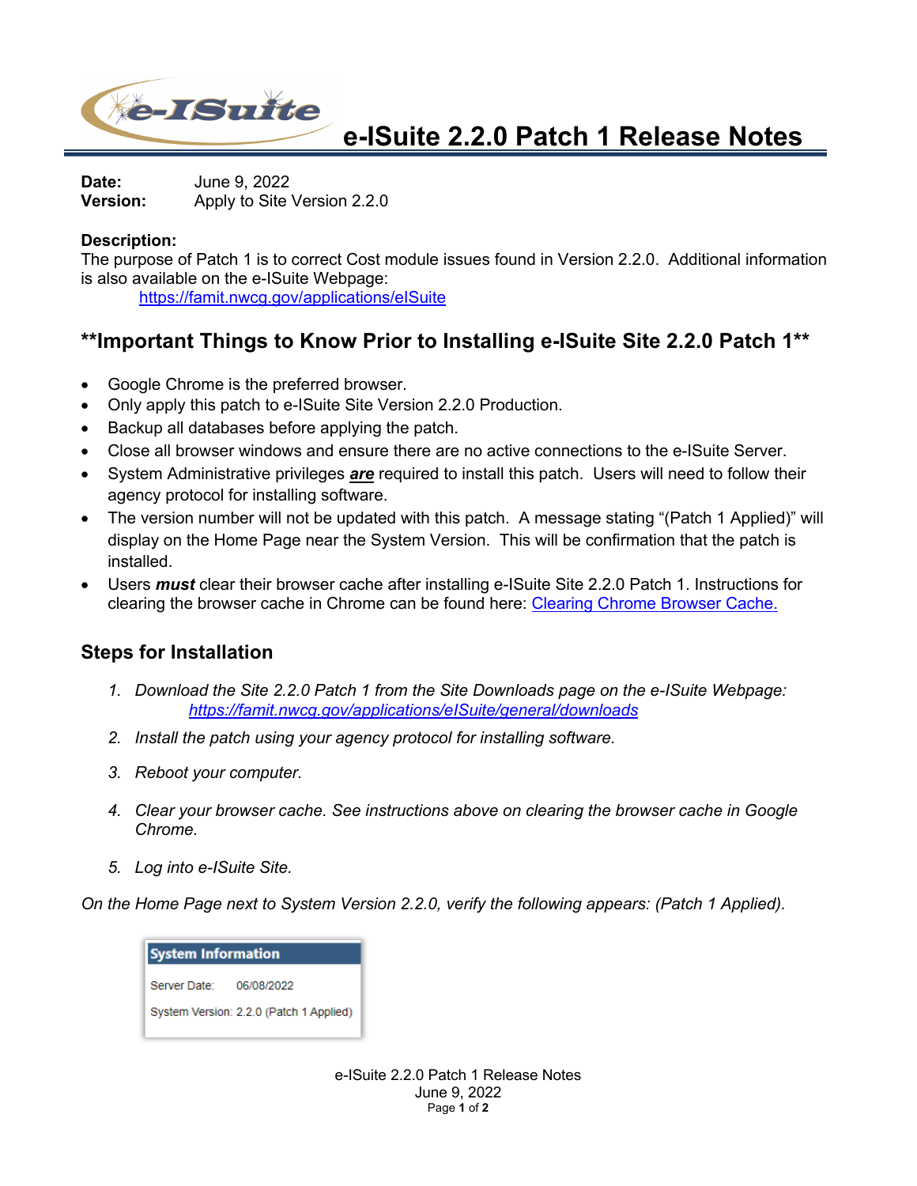# e-ISuite 2.2.0 Patch 1 Release Notes

**Date:** June 9, 2022
**Version:** Apply to Site Version 2.2.0

**Description:**
The purpose of Patch 1 is to correct Cost module issues found in Version 2.2.0. Additional information is also available on the e-ISuite Webpage:
https://famit.nwcg.gov/applications/eISuite

## **Important Things to Know Prior to Installing e-ISuite Site 2.2.0 Patch 1**

- Google Chrome is the preferred browser.
- Only apply this patch to e-ISuite Site Version 2.2.0 Production.
- Backup all databases before applying the patch.
- Close all browser windows and ensure there are no active connections to the e-ISuite Server.
- System Administrative privileges ***are*** required to install this patch. Users will need to follow their agency protocol for installing software.
- The version number will not be updated with this patch. A message stating "(Patch 1 Applied)" will display on the Home Page near the System Version. This will be confirmation that the patch is installed.
- Users ***must*** clear their browser cache after installing e-ISuite Site 2.2.0 Patch 1. Instructions for clearing the browser cache in Chrome can be found here: Clearing Chrome Browser Cache.

## Steps for Installation

1. *Download the Site 2.2.0 Patch 1 from the Site Downloads page on the e-ISuite Webpage:* *https://famit.nwcg.gov/applications/eISuite/general/downloads*
2. *Install the patch using your agency protocol for installing software.*
3. *Reboot your computer.*
4. *Clear your browser cache. See instructions above on clearing the browser cache in Google Chrome.*
5. *Log into e-ISuite Site.*

*On the Home Page next to System Version 2.2.0, verify the following appears: (Patch 1 Applied).*

| System Information |
| --- |
| Server Date: 06/08/2022 |
| System Version: 2.2.0 (Patch 1 Applied) |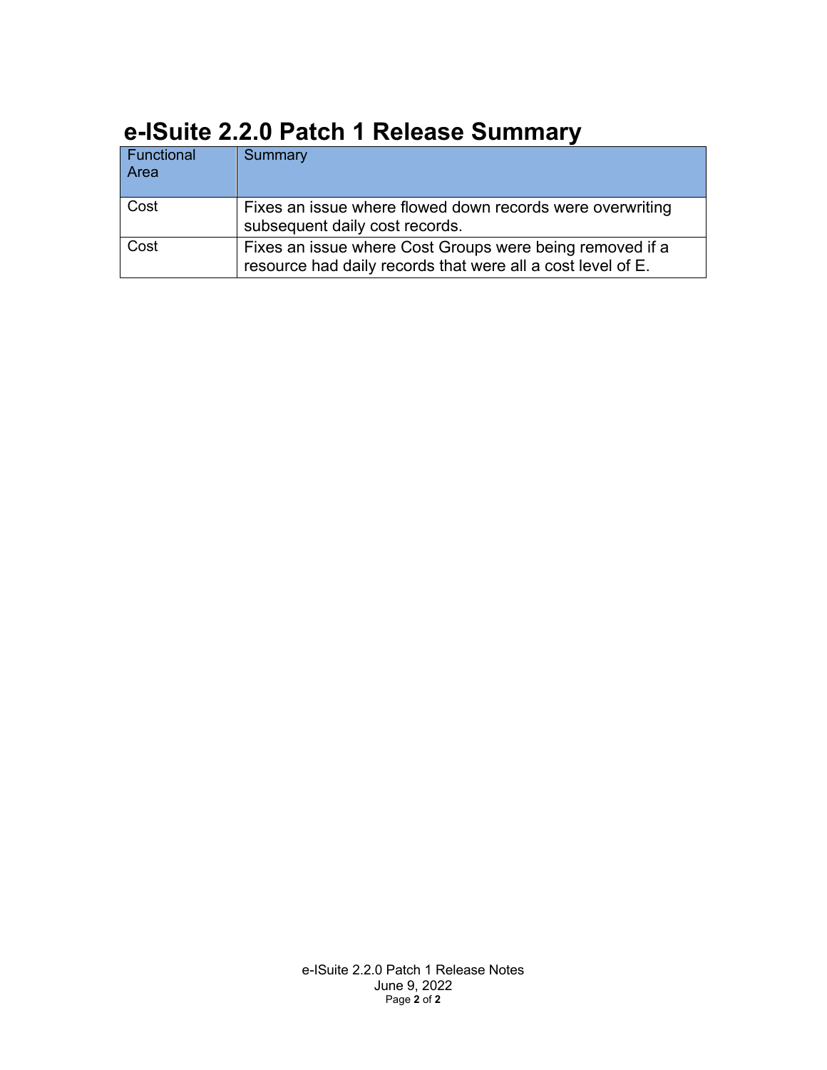# e-ISuite 2.2.0 Patch 1 Release Summary

| Functional Area | Summary |
|---|---|
| Cost | Fixes an issue where flowed down records were overwriting subsequent daily cost records. |
| Cost | Fixes an issue where Cost Groups were being removed if a resource had daily records that were all a cost level of E. |